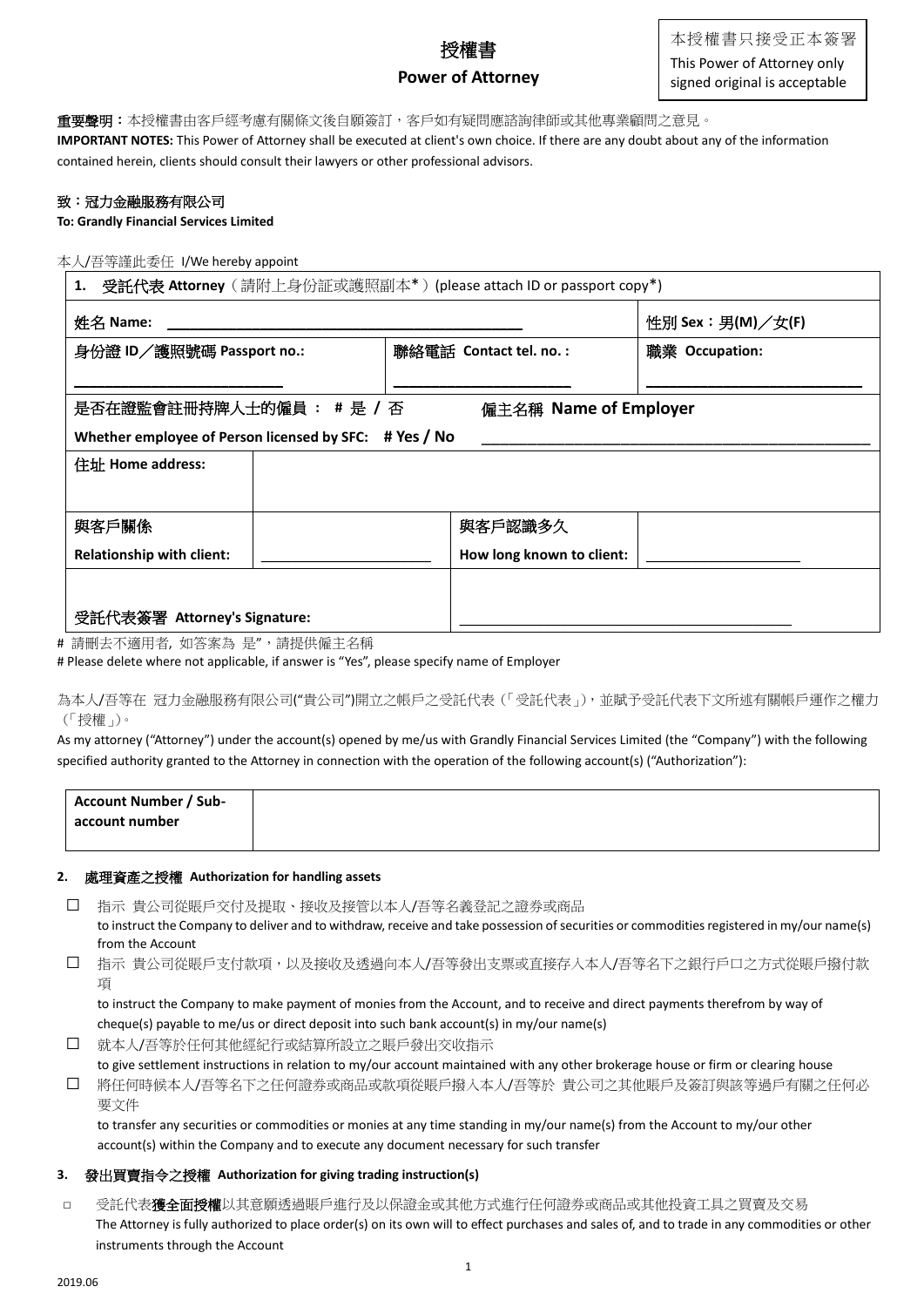# 授權書

## Power of Attorney

本授權書只接受正本簽署
This Power of Attorney only signed original is acceptable

**重要聲明：**本授權書由客戶經考慮有關條文後自願簽訂，客戶如有疑問應諮詢律師或其他專業顧問之意見。
**IMPORTANT NOTES:** This Power of Attorney shall be executed at client's own choice. If there are any doubt about any of the information contained herein, clients should consult their lawyers or other professional advisors.

**致：冠力金融服務有限公司**
**To: Grandly Financial Services Limited**

本人/吾等謹此委任 I/We hereby appoint

| **1. 受託代表 Attorney**（請附上身份証或護照副本*）(please attach ID or passport copy*) | | | |
|---|---|---|---|
| 姓名 Name: ______________________________ | | | 性別 Sex：男(M)／女(F) |
| 身份證 ID／護照號碼 Passport no.: ____________________ | | 聯絡電話 Contact tel. no. : ____________________ | 職業 Occupation: ____________________ |
| 是否在證監會註冊持牌人士的僱員： # 是 / 否 Whether employee of Person licensed by SFC: # Yes / No | | 僱主名稱 Name of Employer ____________________ | |
| 住址 Home address: | | | |
| 與客戶關係 Relationship with client: | ____________________ | 與客戶認識多久 How long known to client: | ____________________ |
| 受託代表簽署 Attorney's Signature: | | ____________________ | |

# 請刪去不適用者, 如答案為 是"，請提供僱主名稱
# Please delete where not applicable, if answer is "Yes", please specify name of Employer

為本人/吾等在 冠力金融服務有限公司("貴公司")開立之帳戶之受託代表（「受託代表」)，並賦予受託代表下文所述有關帳戶運作之權力（「授權」)。
As my attorney ("Attorney") under the account(s) opened by me/us with Grandly Financial Services Limited (the "Company") with the following specified authority granted to the Attorney in connection with the operation of the following account(s) ("Authorization"):

| Account Number / Sub-account number | |
|---|---|

### 2. 處理資產之授權 Authorization for handling assets

- ☐ 指示 貴公司從賬戶交付及提取、接收及接管以本人/吾等名義登記之證券或商品
  to instruct the Company to deliver and to withdraw, receive and take possession of securities or commodities registered in my/our name(s) from the Account
- ☐ 指示 貴公司從賬戶支付款項，以及接收及透過向本人/吾等發出支票或直接存入本人/吾等名下之銀行戶口之方式從賬戶撥付款項
  to instruct the Company to make payment of monies from the Account, and to receive and direct payments therefrom by way of cheque(s) payable to me/us or direct deposit into such bank account(s) in my/our name(s)
- ☐ 就本人/吾等於任何其他經紀行或結算所設立之賬戶發出交收指示
  to give settlement instructions in relation to my/our account maintained with any other brokerage house or firm or clearing house
- ☐ 將任何時候本人/吾等名下之任何證券或商品或款項從賬戶撥入本人/吾等於 貴公司之其他賬戶及簽訂與該等過戶有關之任何必要文件
  to transfer any securities or commodities or monies at any time standing in my/our name(s) from the Account to my/our other account(s) within the Company and to execute any document necessary for such transfer

### 3. 發出買賣指令之授權 Authorization for giving trading instruction(s)

- ☐ 受託代表**獲全面授權**以其意願透過賬戶進行及以保證金或其他方式進行任何證券或商品或其他投資工具之買賣及交易
  The Attorney is fully authorized to place order(s) on its own will to effect purchases and sales of, and to trade in any commodities or other instruments through the Account

2019.06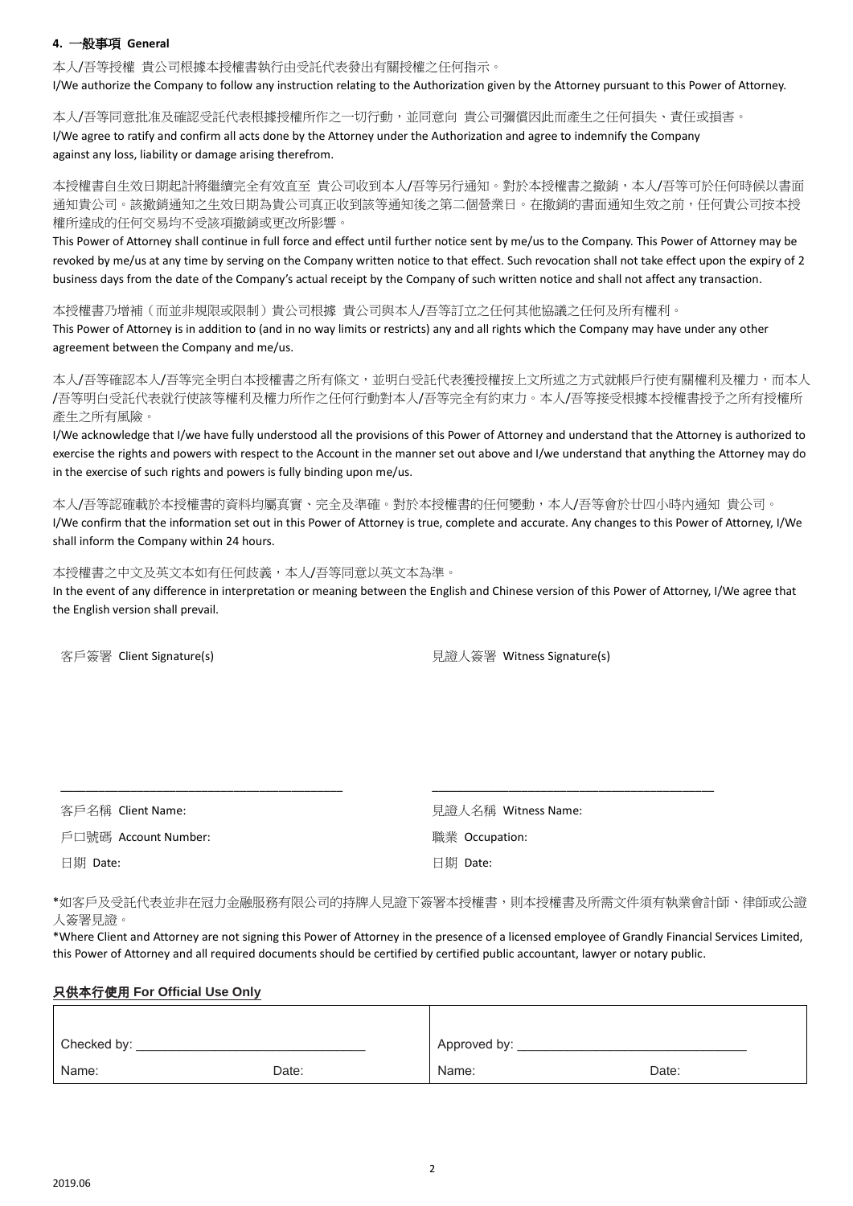### 4. 一般事項 General

本人/吾等授權 貴公司根據本授權書執行由受託代表發出有關授權之任何指示。
I/We authorize the Company to follow any instruction relating to the Authorization given by the Attorney pursuant to this Power of Attorney.

本人/吾等同意批准及確認受託代表根據授權所作之一切行動，並同意向 貴公司彌償因此而產生之任何損失、責任或損害。
I/We agree to ratify and confirm all acts done by the Attorney under the Authorization and agree to indemnify the Company against any loss, liability or damage arising therefrom.

本授權書自生效日期起計將繼續完全有效直至 貴公司收到本人/吾等另行通知。對於本授權書之撤銷，本人/吾等可於任何時候以書面通知貴公司。該撤銷通知之生效日期為貴公司真正收到該等通知後之第二個營業日。在撤銷的書面通知生效之前，任何貴公司按本授權所達成的任何交易均不受該項撤銷或更改所影響。
This Power of Attorney shall continue in full force and effect until further notice sent by me/us to the Company. This Power of Attorney may be revoked by me/us at any time by serving on the Company written notice to that effect. Such revocation shall not take effect upon the expiry of 2 business days from the date of the Company's actual receipt by the Company of such written notice and shall not affect any transaction.

本授權書乃增補（而並非規限或限制）貴公司根據 貴公司與本人/吾等訂立之任何其他協議之任何及所有權利。
This Power of Attorney is in addition to (and in no way limits or restricts) any and all rights which the Company may have under any other agreement between the Company and me/us.

本人/吾等確認本人/吾等完全明白本授權書之所有條文，並明白受託代表獲授權按上文所述之方式就帳戶行使有關權利及權力，而本人/吾等明白受託代表就行使該等權利及權力所作之任何行動對本人/吾等完全有約束力。本人/吾等接受根據本授權書授予之所有授權所產生之所有風險。
I/We acknowledge that I/we have fully understood all the provisions of this Power of Attorney and understand that the Attorney is authorized to exercise the rights and powers with respect to the Account in the manner set out above and I/we understand that anything the Attorney may do in the exercise of such rights and powers is fully binding upon me/us.

本人/吾等認確載於本授權書的資料均屬真實、完全及準確。對於本授權書的任何變動，本人/吾等會於廿四小時內通知 貴公司。
I/We confirm that the information set out in this Power of Attorney is true, complete and accurate. Any changes to this Power of Attorney, I/We shall inform the Company within 24 hours.

本授權書之中文及英文本如有任何歧義，本人/吾等同意以英文本為準。
In the event of any difference in interpretation or meaning between the English and Chinese version of this Power of Attorney, I/We agree that the English version shall prevail.

客戶簽署 Client Signature(s)

\_\_\_\_\_\_\_\_\_\_\_\_\_\_\_\_\_\_\_\_\_\_\_\_\_\_\_\_\_\_\_\_\_\_\_\_\_\_\_\_

客戶名稱 Client Name:

戶口號碼 Account Number:

日期 Date:

見證人簽署 Witness Signature(s)

\_\_\_\_\_\_\_\_\_\_\_\_\_\_\_\_\_\_\_\_\_\_\_\_\_\_\_\_\_\_\_\_\_\_\_\_\_\_\_\_

見證人名稱 Witness Name:

職業 Occupation:

日期 Date:

*如客戶及受託代表並非在冠力金融服務有限公司的持牌人見證下簽署本授權書，則本授權書及所需文件須有執業會計師、律師或公證人簽署見證。
*Where Client and Attorney are not signing this Power of Attorney in the presence of a licensed employee of Grandly Financial Services Limited, this Power of Attorney and all required documents should be certified by certified public accountant, lawyer or notary public.

**只供本行使用 For Official Use Only**

| | | | |
|---|---|---|---|
| Checked by: \_\_\_\_\_\_\_\_\_\_\_\_\_\_\_\_\_\_ | | Approved by: \_\_\_\_\_\_\_\_\_\_\_\_\_\_\_\_\_\_ | |
| Name: | Date: | Name: | Date: |

2019.06